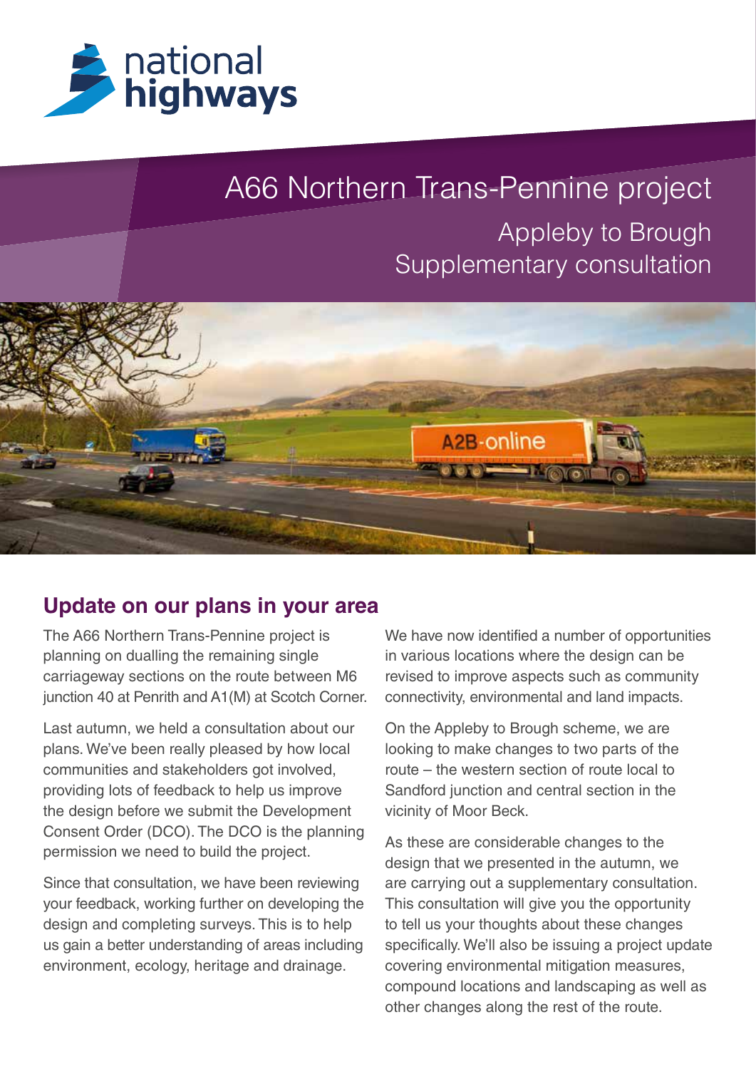national highways

# A66 Northern Trans-Pennine project

Appleby to Brough
Supplementary consultation

## Update on our plans in your area

The A66 Northern Trans-Pennine project is planning on dualling the remaining single carriageway sections on the route between M6 junction 40 at Penrith and A1(M) at Scotch Corner.

Last autumn, we held a consultation about our plans. We've been really pleased by how local communities and stakeholders got involved, providing lots of feedback to help us improve the design before we submit the Development Consent Order (DCO). The DCO is the planning permission we need to build the project.

Since that consultation, we have been reviewing your feedback, working further on developing the design and completing surveys. This is to help us gain a better understanding of areas including environment, ecology, heritage and drainage.

We have now identified a number of opportunities in various locations where the design can be revised to improve aspects such as community connectivity, environmental and land impacts.

On the Appleby to Brough scheme, we are looking to make changes to two parts of the route – the western section of route local to Sandford junction and central section in the vicinity of Moor Beck.

As these are considerable changes to the design that we presented in the autumn, we are carrying out a supplementary consultation. This consultation will give you the opportunity to tell us your thoughts about these changes specifically. We'll also be issuing a project update covering environmental mitigation measures, compound locations and landscaping as well as other changes along the rest of the route.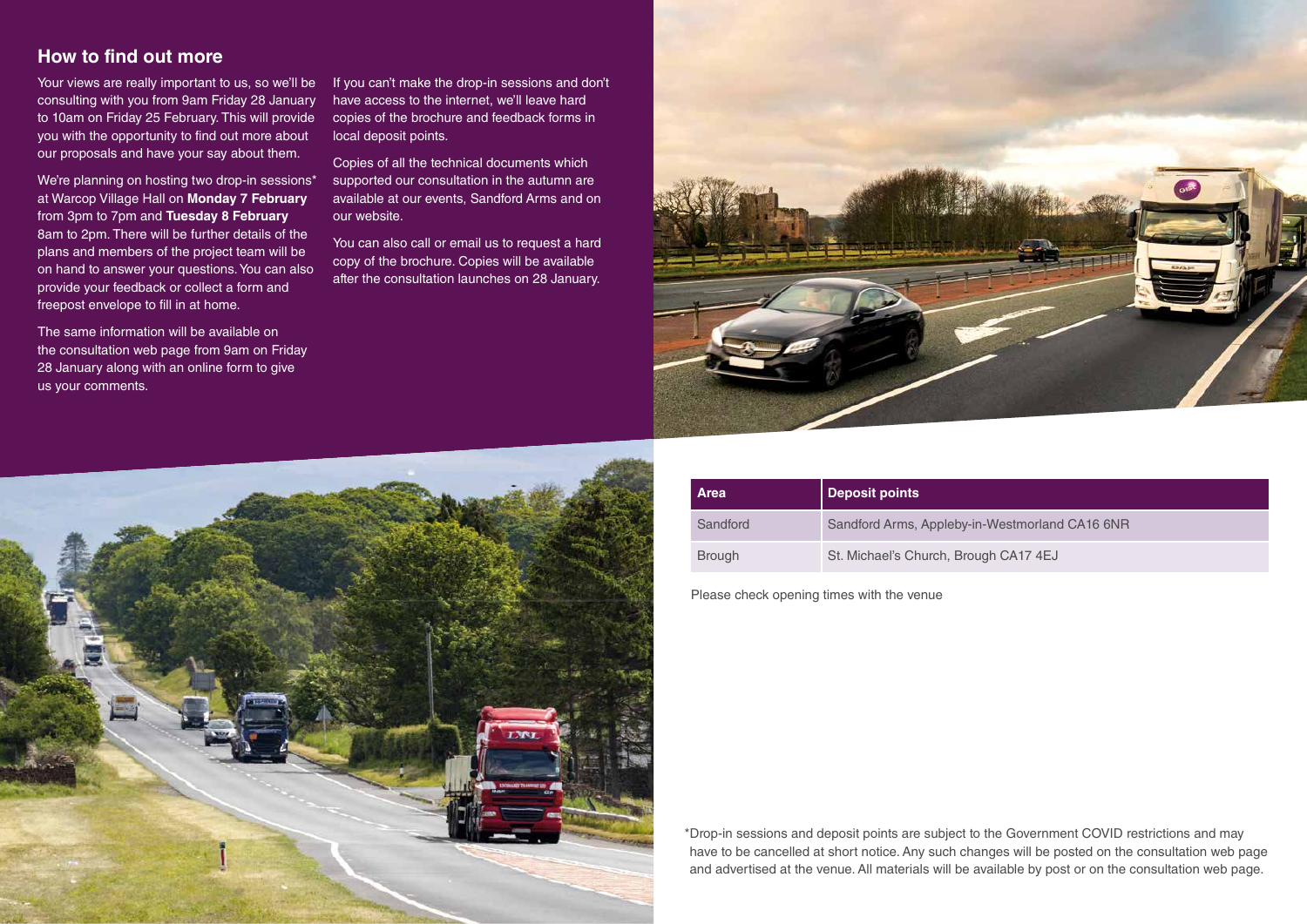## How to find out more

Your views are really important to us, so we'll be consulting with you from 9am Friday 28 January to 10am on Friday 25 February. This will provide you with the opportunity to find out more about our proposals and have your say about them.

We're planning on hosting two drop-in sessions* at Warcop Village Hall on **Monday 7 February** from 3pm to 7pm and **Tuesday 8 February** 8am to 2pm. There will be further details of the plans and members of the project team will be on hand to answer your questions. You can also provide your feedback or collect a form and freepost envelope to fill in at home.

The same information will be available on the consultation web page from 9am on Friday 28 January along with an online form to give us your comments.

If you can't make the drop-in sessions and don't have access to the internet, we'll leave hard copies of the brochure and feedback forms in local deposit points.

Copies of all the technical documents which supported our consultation in the autumn are available at our events, Sandford Arms and on our website.

You can also call or email us to request a hard copy of the brochure. Copies will be available after the consultation launches on 28 January.

| Area | Deposit points |
| --- | --- |
| Sandford | Sandford Arms, Appleby-in-Westmorland CA16 6NR |
| Brough | St. Michael's Church, Brough CA17 4EJ |

Please check opening times with the venue

*Drop-in sessions and deposit points are subject to the Government COVID restrictions and may have to be cancelled at short notice. Any such changes will be posted on the consultation web page and advertised at the venue. All materials will be available by post or on the consultation web page.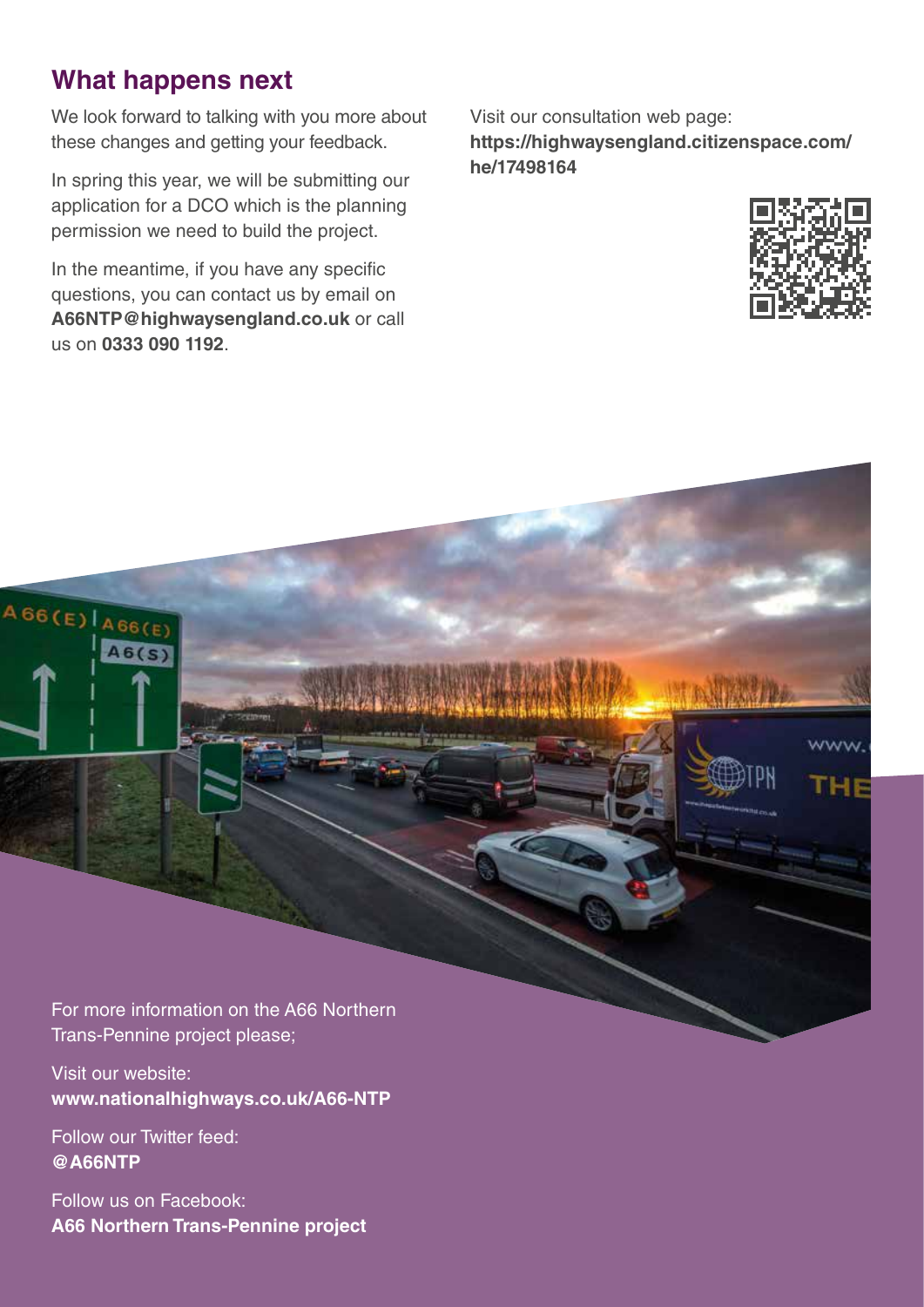## What happens next

We look forward to talking with you more about these changes and getting your feedback.

In spring this year, we will be submitting our application for a DCO which is the planning permission we need to build the project.

In the meantime, if you have any specific questions, you can contact us by email on **A66NTP@highwaysengland.co.uk** or call us on **0333 090 1192**.

Visit our consultation web page:
**https://highwaysengland.citizenspace.com/he/17498164**

For more information on the A66 Northern Trans-Pennine project please;

Visit our website:
**www.nationalhighways.co.uk/A66-NTP**

Follow our Twitter feed:
**@A66NTP**

Follow us on Facebook:
**A66 Northern Trans-Pennine project**